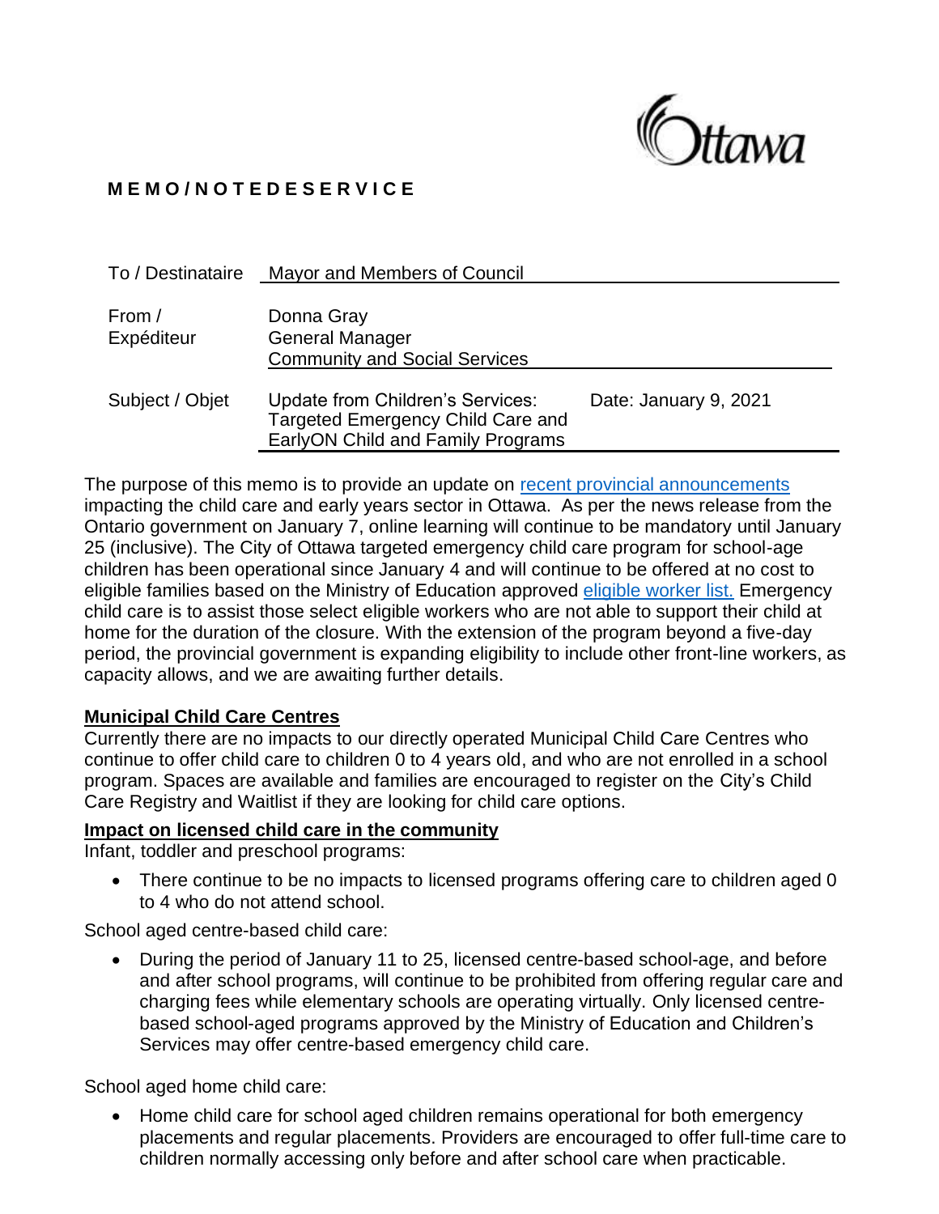Ottawa

**M E M O / N O T E D E S E R V I C E**

| | | |
|---|---|---|
| To / Destinataire | Mayor and Members of Council | |
| From / Expéditeur | Donna Gray<br>General Manager<br>Community and Social Services | |
| Subject / Objet | Update from Children's Services: Targeted Emergency Child Care and EarlyON Child and Family Programs | Date: January 9, 2021 |

The purpose of this memo is to provide an update on [recent provincial announcements](#) impacting the child care and early years sector in Ottawa. As per the news release from the Ontario government on January 7, online learning will continue to be mandatory until January 25 (inclusive). The City of Ottawa targeted emergency child care program for school-age children has been operational since January 4 and will continue to be offered at no cost to eligible families based on the Ministry of Education approved [eligible worker list.](#) Emergency child care is to assist those select eligible workers who are not able to support their child at home for the duration of the closure. With the extension of the program beyond a five-day period, the provincial government is expanding eligibility to include other front-line workers, as capacity allows, and we are awaiting further details.

**Municipal Child Care Centres**

Currently there are no impacts to our directly operated Municipal Child Care Centres who continue to offer child care to children 0 to 4 years old, and who are not enrolled in a school program. Spaces are available and families are encouraged to register on the City's Child Care Registry and Waitlist if they are looking for child care options.

**Impact on licensed child care in the community**

Infant, toddler and preschool programs:

- There continue to be no impacts to licensed programs offering care to children aged 0 to 4 who do not attend school.

School aged centre-based child care:

- During the period of January 11 to 25, licensed centre-based school-age, and before and after school programs, will continue to be prohibited from offering regular care and charging fees while elementary schools are operating virtually. Only licensed centre-based school-aged programs approved by the Ministry of Education and Children's Services may offer centre-based emergency child care.

School aged home child care:

- Home child care for school aged children remains operational for both emergency placements and regular placements. Providers are encouraged to offer full-time care to children normally accessing only before and after school care when practicable.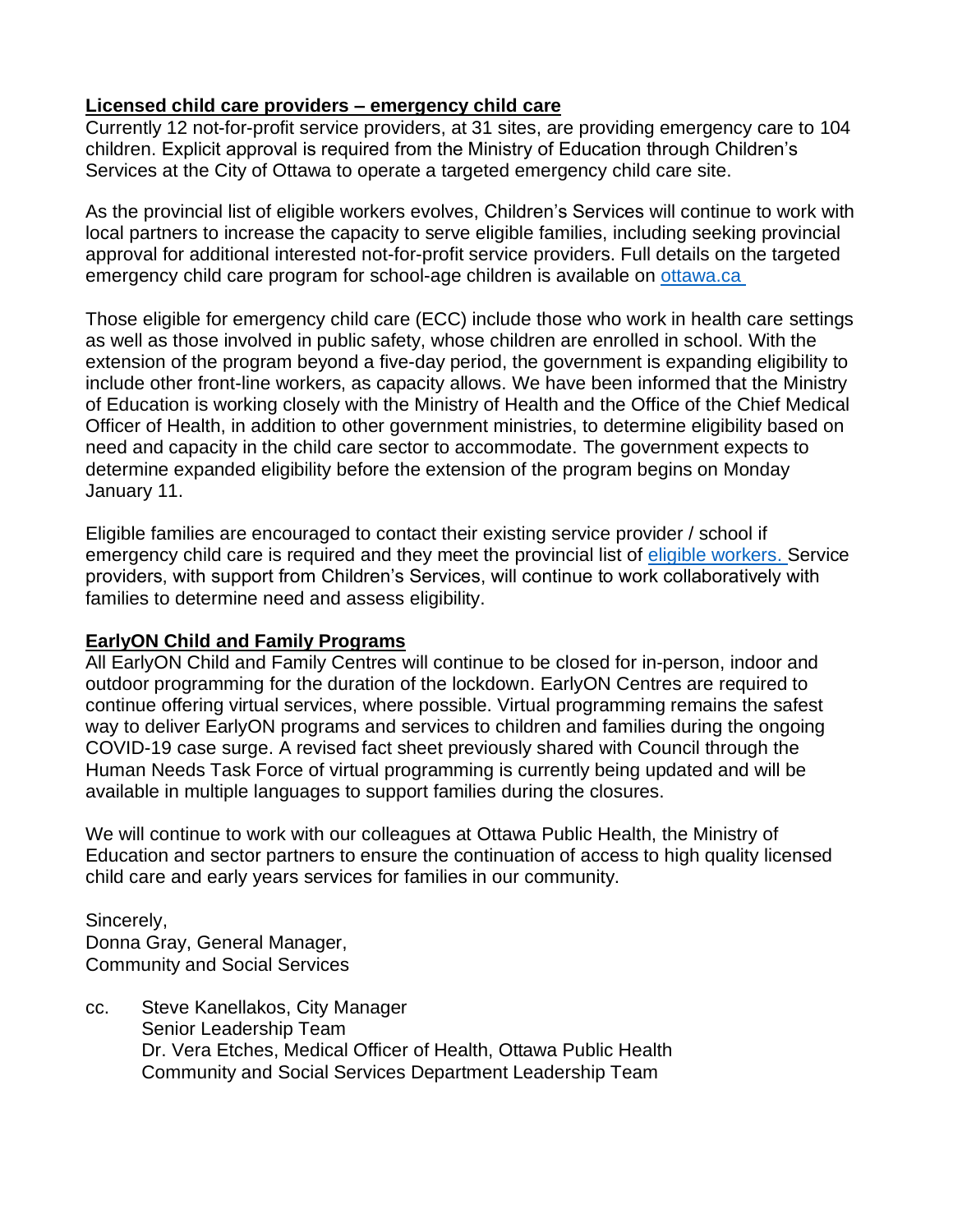**Licensed child care providers – emergency child care**

Currently 12 not-for-profit service providers, at 31 sites, are providing emergency care to 104 children. Explicit approval is required from the Ministry of Education through Children's Services at the City of Ottawa to operate a targeted emergency child care site.

As the provincial list of eligible workers evolves, Children's Services will continue to work with local partners to increase the capacity to serve eligible families, including seeking provincial approval for additional interested not-for-profit service providers. Full details on the targeted emergency child care program for school-age children is available on ottawa.ca

Those eligible for emergency child care (ECC) include those who work in health care settings as well as those involved in public safety, whose children are enrolled in school. With the extension of the program beyond a five-day period, the government is expanding eligibility to include other front-line workers, as capacity allows. We have been informed that the Ministry of Education is working closely with the Ministry of Health and the Office of the Chief Medical Officer of Health, in addition to other government ministries, to determine eligibility based on need and capacity in the child care sector to accommodate. The government expects to determine expanded eligibility before the extension of the program begins on Monday January 11.

Eligible families are encouraged to contact their existing service provider / school if emergency child care is required and they meet the provincial list of eligible workers. Service providers, with support from Children's Services, will continue to work collaboratively with families to determine need and assess eligibility.

**EarlyON Child and Family Programs**

All EarlyON Child and Family Centres will continue to be closed for in-person, indoor and outdoor programming for the duration of the lockdown. EarlyON Centres are required to continue offering virtual services, where possible. Virtual programming remains the safest way to deliver EarlyON programs and services to children and families during the ongoing COVID-19 case surge. A revised fact sheet previously shared with Council through the Human Needs Task Force of virtual programming is currently being updated and will be available in multiple languages to support families during the closures.

We will continue to work with our colleagues at Ottawa Public Health, the Ministry of Education and sector partners to ensure the continuation of access to high quality licensed child care and early years services for families in our community.

Sincerely,
Donna Gray, General Manager,
Community and Social Services

cc. Steve Kanellakos, City Manager
Senior Leadership Team
Dr. Vera Etches, Medical Officer of Health, Ottawa Public Health
Community and Social Services Department Leadership Team